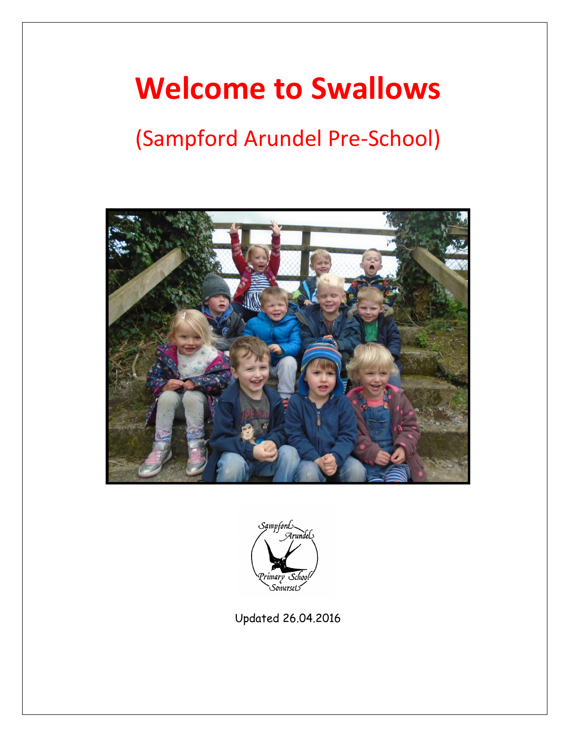# Welcome to Swallows

## (Sampford Arundel Pre-School)

Updated 26.04.2016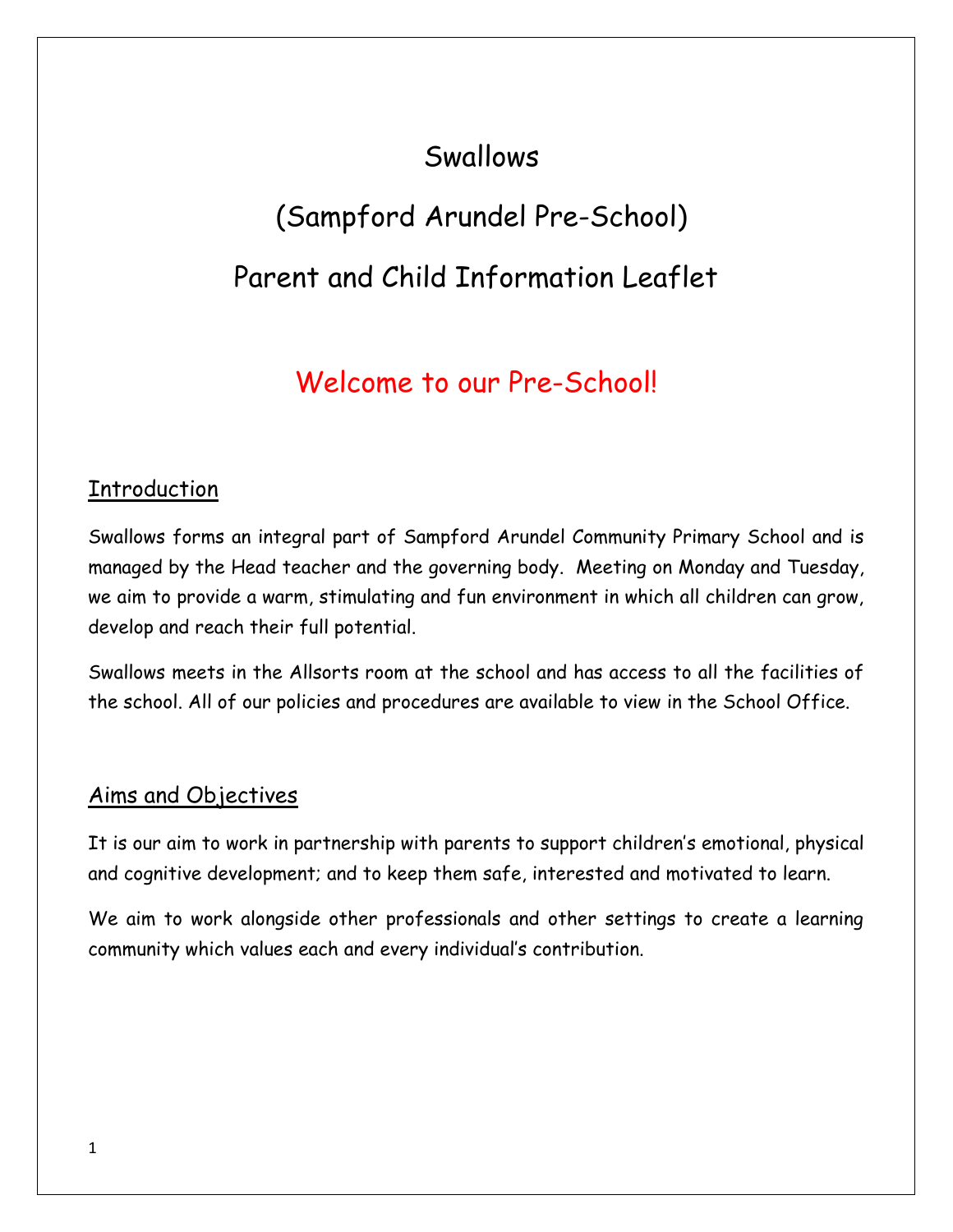# Swallows

# (Sampford Arundel Pre-School)

# Parent and Child Information Leaflet

## Welcome to our Pre-School!

### Introduction

Swallows forms an integral part of Sampford Arundel Community Primary School and is managed by the Head teacher and the governing body. Meeting on Monday and Tuesday, we aim to provide a warm, stimulating and fun environment in which all children can grow, develop and reach their full potential.

Swallows meets in the Allsorts room at the school and has access to all the facilities of the school. All of our policies and procedures are available to view in the School Office.

### Aims and Objectives

It is our aim to work in partnership with parents to support children's emotional, physical and cognitive development; and to keep them safe, interested and motivated to learn.

We aim to work alongside other professionals and other settings to create a learning community which values each and every individual's contribution.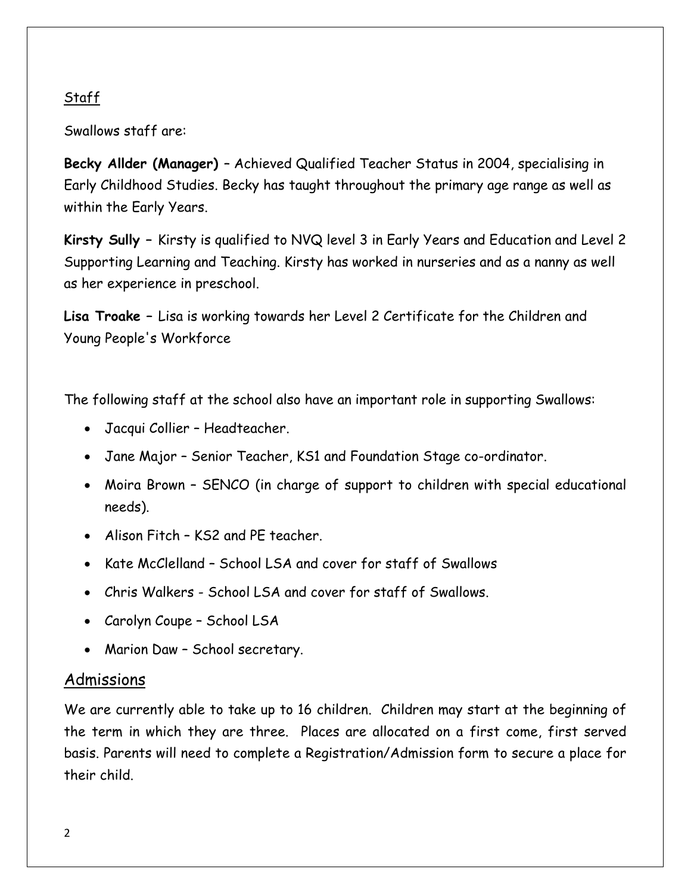## Staff

Swallows staff are:

**Becky Allder (Manager)** – Achieved Qualified Teacher Status in 2004, specialising in Early Childhood Studies. Becky has taught throughout the primary age range as well as within the Early Years.

**Kirsty Sully** – Kirsty is qualified to NVQ level 3 in Early Years and Education and Level 2 Supporting Learning and Teaching. Kirsty has worked in nurseries and as a nanny as well as her experience in preschool.

**Lisa Troake** – Lisa is working towards her Level 2 Certificate for the Children and Young People's Workforce

The following staff at the school also have an important role in supporting Swallows:

- Jacqui Collier – Headteacher.
- Jane Major – Senior Teacher, KS1 and Foundation Stage co-ordinator.
- Moira Brown – SENCO (in charge of support to children with special educational needs).
- Alison Fitch – KS2 and PE teacher.
- Kate McClelland – School LSA and cover for staff of Swallows
- Chris Walkers - School LSA and cover for staff of Swallows.
- Carolyn Coupe – School LSA
- Marion Daw – School secretary.

## Admissions

We are currently able to take up to 16 children. Children may start at the beginning of the term in which they are three. Places are allocated on a first come, first served basis. Parents will need to complete a Registration/Admission form to secure a place for their child.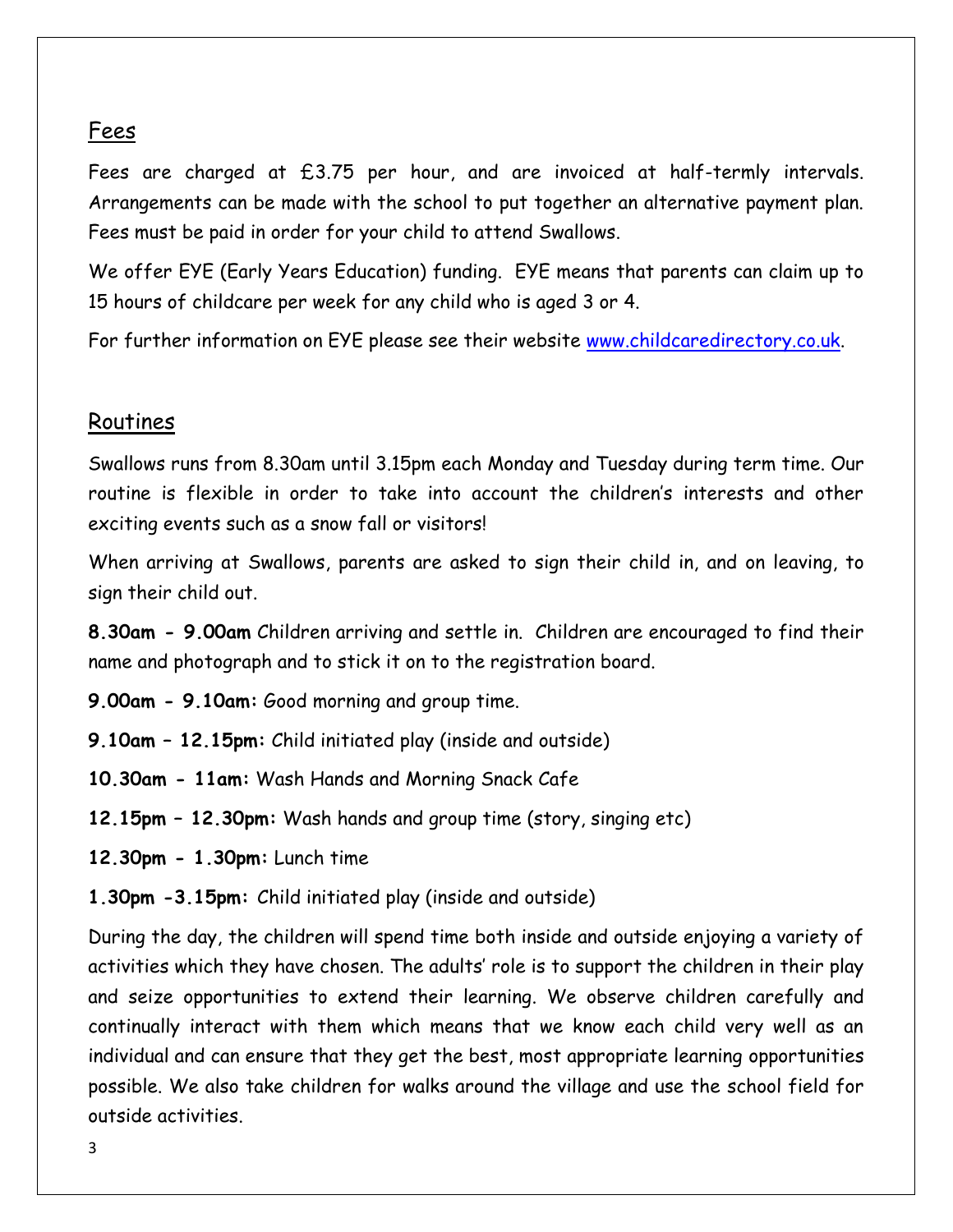## Fees

Fees are charged at £3.75 per hour, and are invoiced at half-termly intervals. Arrangements can be made with the school to put together an alternative payment plan. Fees must be paid in order for your child to attend Swallows.

We offer EYE (Early Years Education) funding. EYE means that parents can claim up to 15 hours of childcare per week for any child who is aged 3 or 4.

For further information on EYE please see their website [www.childcaredirectory.co.uk](http://www.childcaredirectory.co.uk).

## Routines

Swallows runs from 8.30am until 3.15pm each Monday and Tuesday during term time. Our routine is flexible in order to take into account the children's interests and other exciting events such as a snow fall or visitors!

When arriving at Swallows, parents are asked to sign their child in, and on leaving, to sign their child out.

**8.30am - 9.00am** Children arriving and settle in. Children are encouraged to find their name and photograph and to stick it on to the registration board.

**9.00am - 9.10am:** Good morning and group time.

**9.10am – 12.15pm:** Child initiated play (inside and outside)

**10.30am - 11am:** Wash Hands and Morning Snack Cafe

**12.15pm – 12.30pm:** Wash hands and group time (story, singing etc)

**12.30pm - 1.30pm:** Lunch time

**1.30pm -3.15pm:** Child initiated play (inside and outside)

During the day, the children will spend time both inside and outside enjoying a variety of activities which they have chosen. The adults' role is to support the children in their play and seize opportunities to extend their learning. We observe children carefully and continually interact with them which means that we know each child very well as an individual and can ensure that they get the best, most appropriate learning opportunities possible. We also take children for walks around the village and use the school field for outside activities.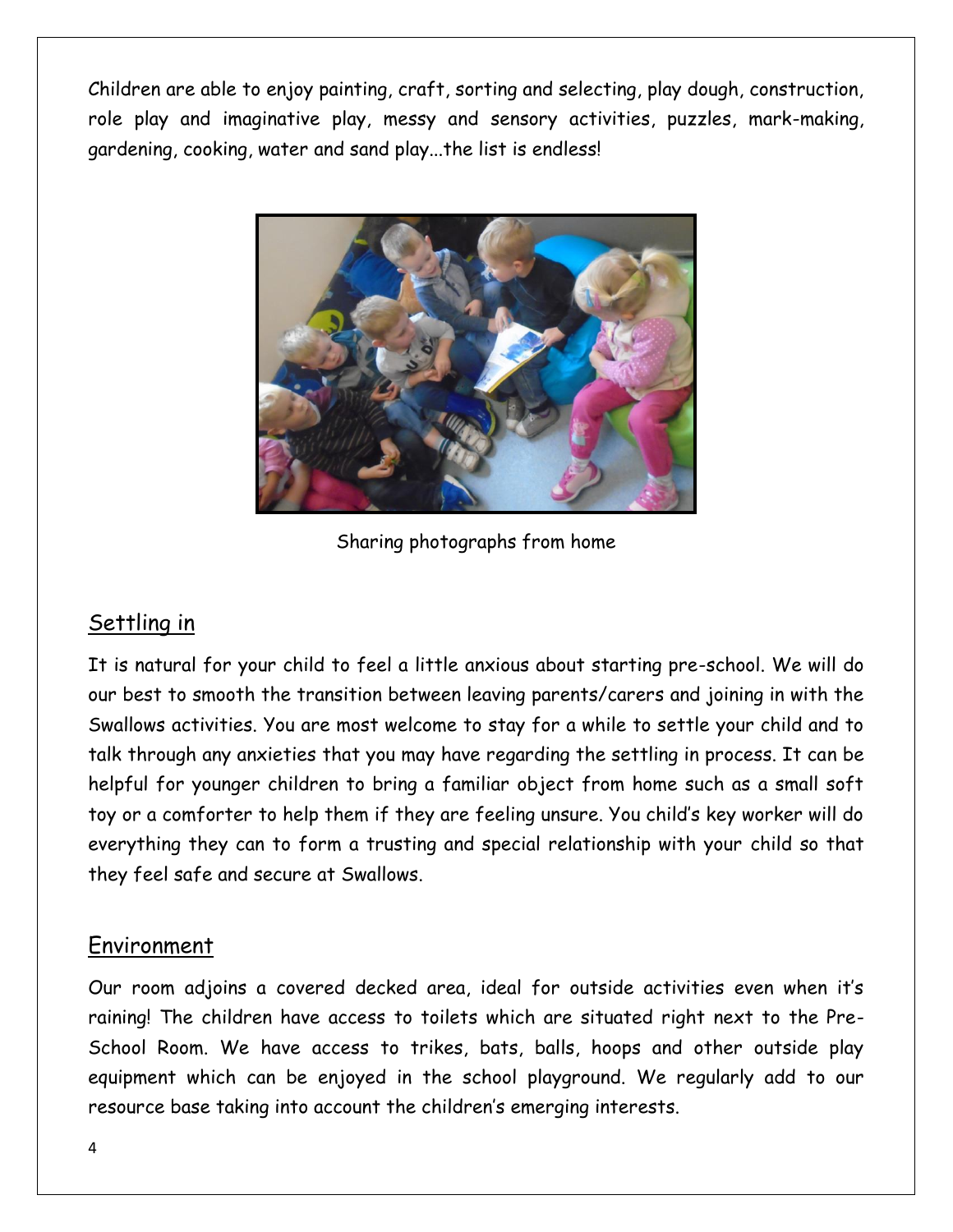Children are able to enjoy painting, craft, sorting and selecting, play dough, construction, role play and imaginative play, messy and sensory activities, puzzles, mark-making, gardening, cooking, water and sand play...the list is endless!

Sharing photographs from home

## Settling in

It is natural for your child to feel a little anxious about starting pre-school. We will do our best to smooth the transition between leaving parents/carers and joining in with the Swallows activities. You are most welcome to stay for a while to settle your child and to talk through any anxieties that you may have regarding the settling in process. It can be helpful for younger children to bring a familiar object from home such as a small soft toy or a comforter to help them if they are feeling unsure. You child's key worker will do everything they can to form a trusting and special relationship with your child so that they feel safe and secure at Swallows.

## Environment

Our room adjoins a covered decked area, ideal for outside activities even when it's raining! The children have access to toilets which are situated right next to the Pre-School Room. We have access to trikes, bats, balls, hoops and other outside play equipment which can be enjoyed in the school playground. We regularly add to our resource base taking into account the children's emerging interests.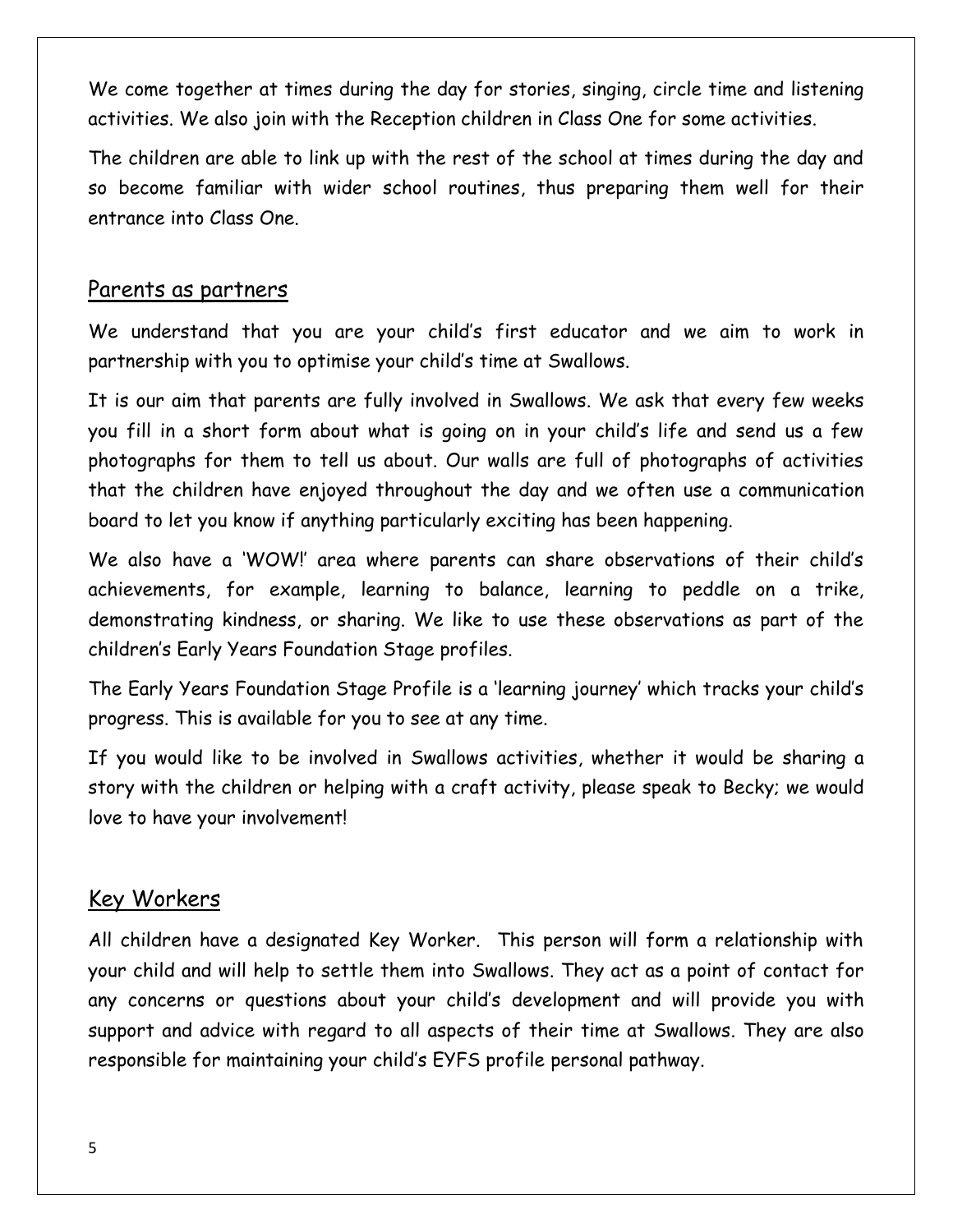We come together at times during the day for stories, singing, circle time and listening activities. We also join with the Reception children in Class One for some activities.

The children are able to link up with the rest of the school at times during the day and so become familiar with wider school routines, thus preparing them well for their entrance into Class One.

## Parents as partners

We understand that you are your child's first educator and we aim to work in partnership with you to optimise your child's time at Swallows.

It is our aim that parents are fully involved in Swallows. We ask that every few weeks you fill in a short form about what is going on in your child's life and send us a few photographs for them to tell us about. Our walls are full of photographs of activities that the children have enjoyed throughout the day and we often use a communication board to let you know if anything particularly exciting has been happening.

We also have a 'WOW!' area where parents can share observations of their child's achievements, for example, learning to balance, learning to peddle on a trike, demonstrating kindness, or sharing. We like to use these observations as part of the children's Early Years Foundation Stage profiles.

The Early Years Foundation Stage Profile is a 'learning journey' which tracks your child's progress. This is available for you to see at any time.

If you would like to be involved in Swallows activities, whether it would be sharing a story with the children or helping with a craft activity, please speak to Becky; we would love to have your involvement!

## Key Workers

All children have a designated Key Worker. This person will form a relationship with your child and will help to settle them into Swallows. They act as a point of contact for any concerns or questions about your child's development and will provide you with support and advice with regard to all aspects of their time at Swallows. They are also responsible for maintaining your child's EYFS profile personal pathway.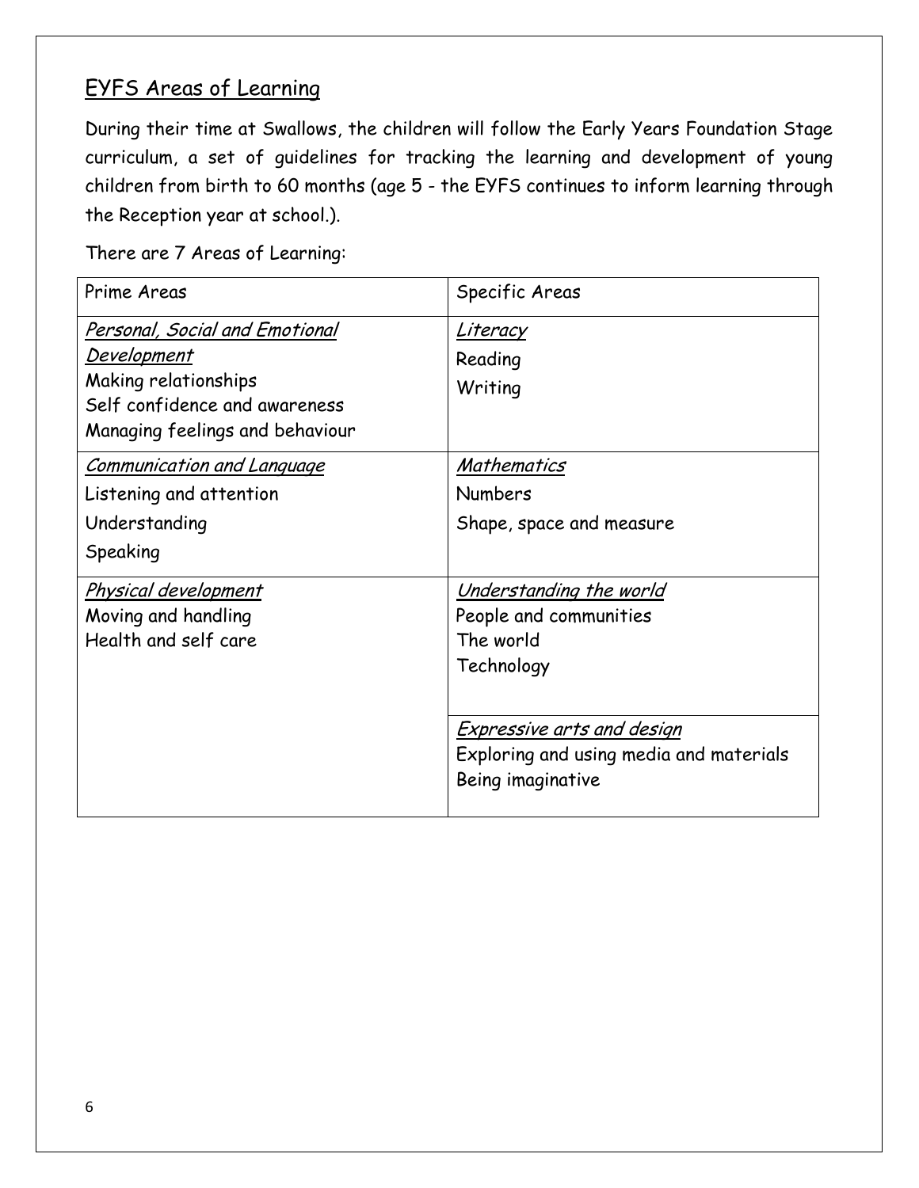## EYFS Areas of Learning

During their time at Swallows, the children will follow the Early Years Foundation Stage curriculum, a set of guidelines for tracking the learning and development of young children from birth to 60 months (age 5 - the EYFS continues to inform learning through the Reception year at school.).

There are 7 Areas of Learning:

| Prime Areas | Specific Areas |
|---|---|
| *Personal, Social and Emotional Development*<br>Making relationships<br>Self confidence and awareness<br>Managing feelings and behaviour | *Literacy*<br>Reading<br>Writing |
| *Communication and Language*<br>Listening and attention<br>Understanding<br>Speaking | *Mathematics*<br>Numbers<br>Shape, space and measure |
| *Physical development*<br>Moving and handling<br>Health and self care | *Understanding the world*<br>People and communities<br>The world<br>Technology |
| | *Expressive arts and design*<br>Exploring and using media and materials<br>Being imaginative |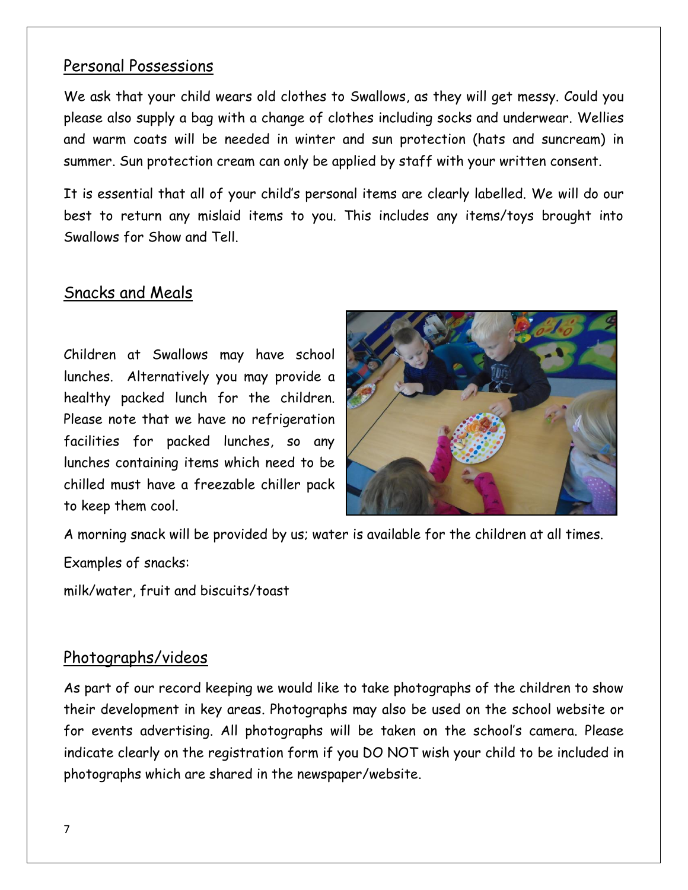## Personal Possessions

We ask that your child wears old clothes to Swallows, as they will get messy. Could you please also supply a bag with a change of clothes including socks and underwear. Wellies and warm coats will be needed in winter and sun protection (hats and suncream) in summer. Sun protection cream can only be applied by staff with your written consent.

It is essential that all of your child's personal items are clearly labelled. We will do our best to return any mislaid items to you. This includes any items/toys brought into Swallows for Show and Tell.

## Snacks and Meals

Children at Swallows may have school lunches. Alternatively you may provide a healthy packed lunch for the children. Please note that we have no refrigeration facilities for packed lunches, so any lunches containing items which need to be chilled must have a freezable chiller pack to keep them cool.

A morning snack will be provided by us; water is available for the children at all times.

Examples of snacks:

milk/water, fruit and biscuits/toast

## Photographs/videos

As part of our record keeping we would like to take photographs of the children to show their development in key areas. Photographs may also be used on the school website or for events advertising. All photographs will be taken on the school's camera. Please indicate clearly on the registration form if you DO NOT wish your child to be included in photographs which are shared in the newspaper/website.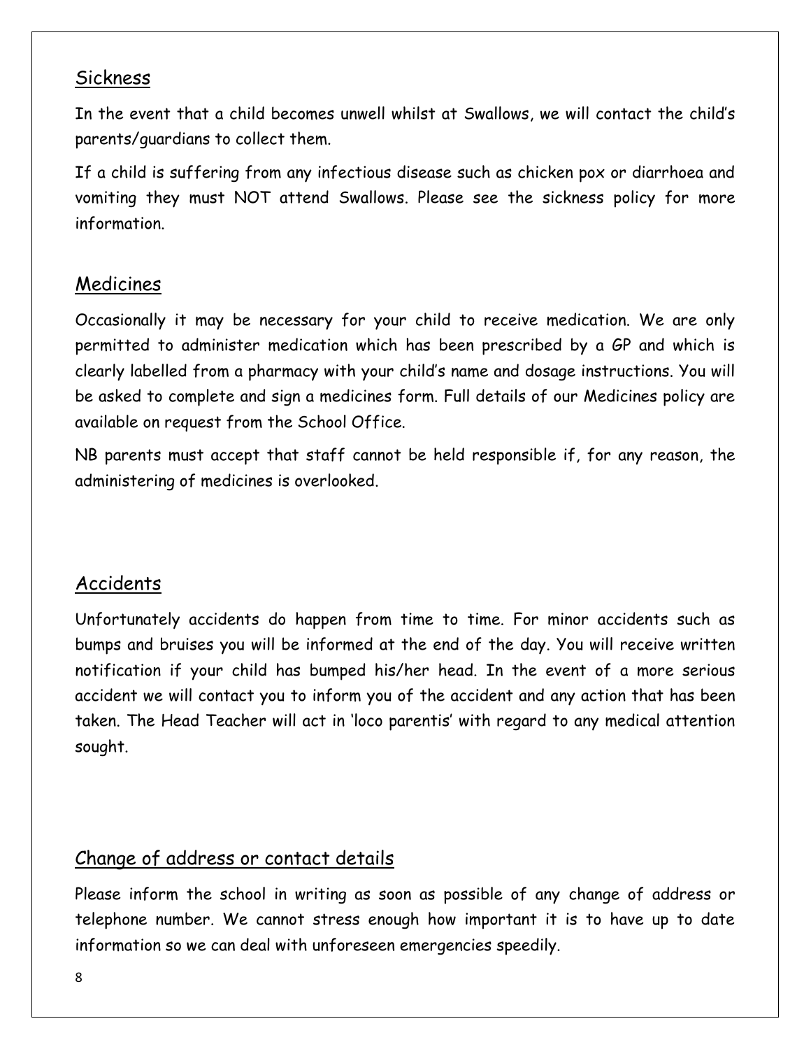## Sickness

In the event that a child becomes unwell whilst at Swallows, we will contact the child's parents/guardians to collect them.

If a child is suffering from any infectious disease such as chicken pox or diarrhoea and vomiting they must NOT attend Swallows. Please see the sickness policy for more information.

## Medicines

Occasionally it may be necessary for your child to receive medication. We are only permitted to administer medication which has been prescribed by a GP and which is clearly labelled from a pharmacy with your child's name and dosage instructions. You will be asked to complete and sign a medicines form. Full details of our Medicines policy are available on request from the School Office.

NB parents must accept that staff cannot be held responsible if, for any reason, the administering of medicines is overlooked.

## Accidents

Unfortunately accidents do happen from time to time. For minor accidents such as bumps and bruises you will be informed at the end of the day. You will receive written notification if your child has bumped his/her head. In the event of a more serious accident we will contact you to inform you of the accident and any action that has been taken. The Head Teacher will act in 'loco parentis' with regard to any medical attention sought.

## Change of address or contact details

Please inform the school in writing as soon as possible of any change of address or telephone number. We cannot stress enough how important it is to have up to date information so we can deal with unforeseen emergencies speedily.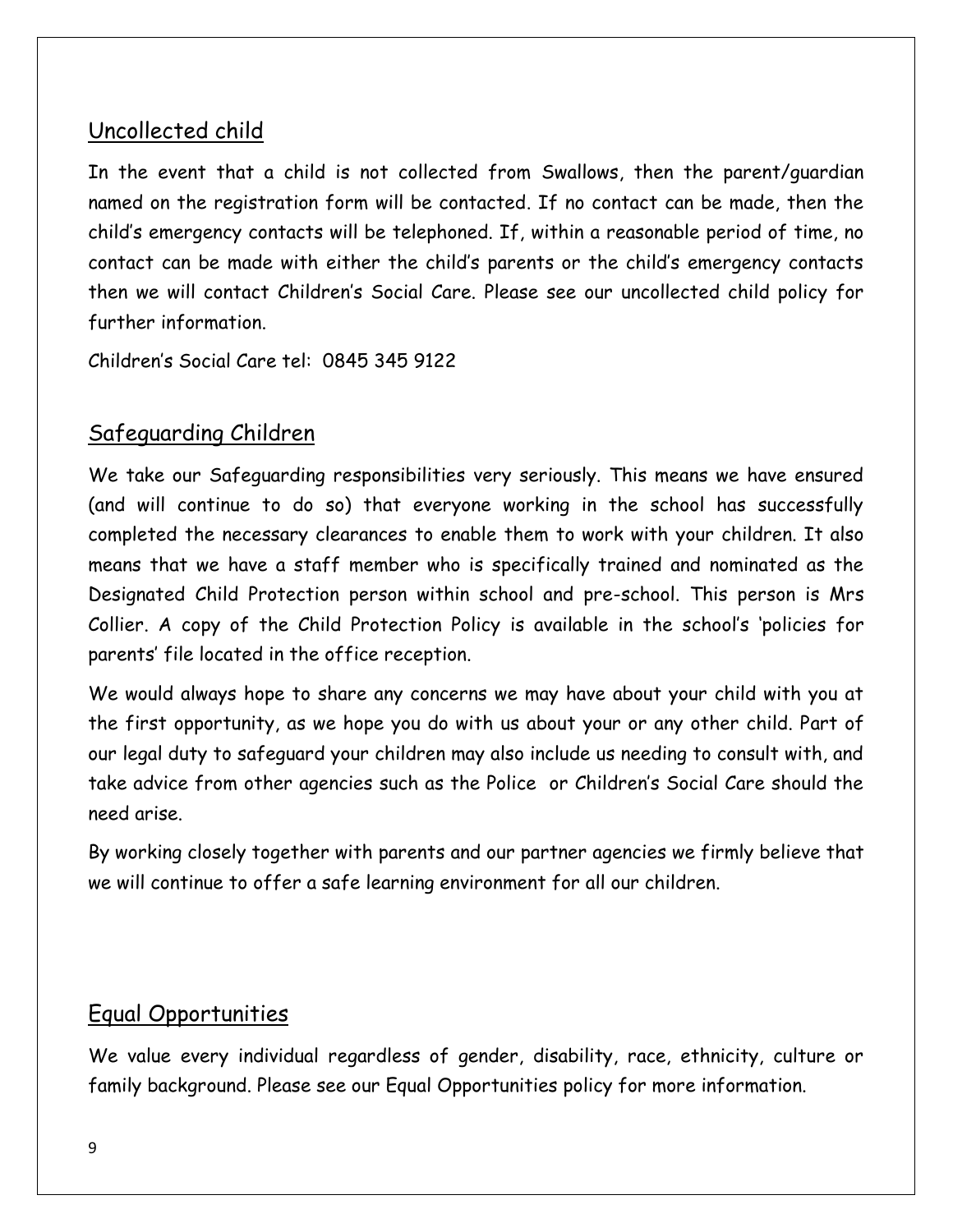## Uncollected child

In the event that a child is not collected from Swallows, then the parent/guardian named on the registration form will be contacted. If no contact can be made, then the child's emergency contacts will be telephoned. If, within a reasonable period of time, no contact can be made with either the child's parents or the child's emergency contacts then we will contact Children's Social Care. Please see our uncollected child policy for further information.

Children's Social Care tel: 0845 345 9122

## Safeguarding Children

We take our Safeguarding responsibilities very seriously. This means we have ensured (and will continue to do so) that everyone working in the school has successfully completed the necessary clearances to enable them to work with your children. It also means that we have a staff member who is specifically trained and nominated as the Designated Child Protection person within school and pre-school. This person is Mrs Collier. A copy of the Child Protection Policy is available in the school's 'policies for parents' file located in the office reception.

We would always hope to share any concerns we may have about your child with you at the first opportunity, as we hope you do with us about your or any other child. Part of our legal duty to safeguard your children may also include us needing to consult with, and take advice from other agencies such as the Police or Children's Social Care should the need arise.

By working closely together with parents and our partner agencies we firmly believe that we will continue to offer a safe learning environment for all our children.

## Equal Opportunities

We value every individual regardless of gender, disability, race, ethnicity, culture or family background. Please see our Equal Opportunities policy for more information.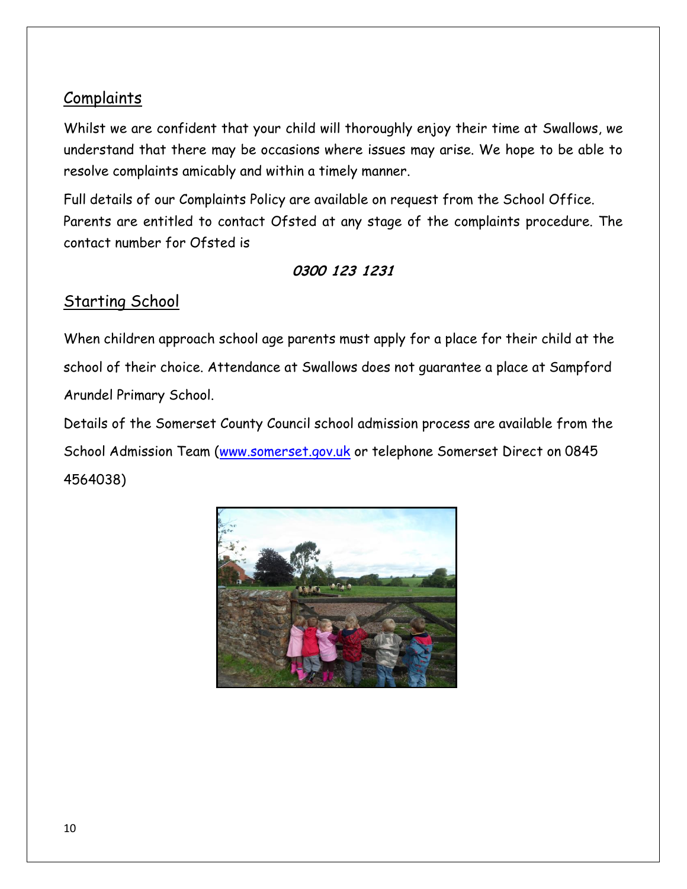## Complaints

Whilst we are confident that your child will thoroughly enjoy their time at Swallows, we understand that there may be occasions where issues may arise. We hope to be able to resolve complaints amicably and within a timely manner.

Full details of our Complaints Policy are available on request from the School Office. Parents are entitled to contact Ofsted at any stage of the complaints procedure. The contact number for Ofsted is

**0300 123 1231**

## Starting School

When children approach school age parents must apply for a place for their child at the school of their choice. Attendance at Swallows does not guarantee a place at Sampford Arundel Primary School.

Details of the Somerset County Council school admission process are available from the School Admission Team ([www.somerset.gov.uk](http://www.somerset.gov.uk) or telephone Somerset Direct on 0845 4564038)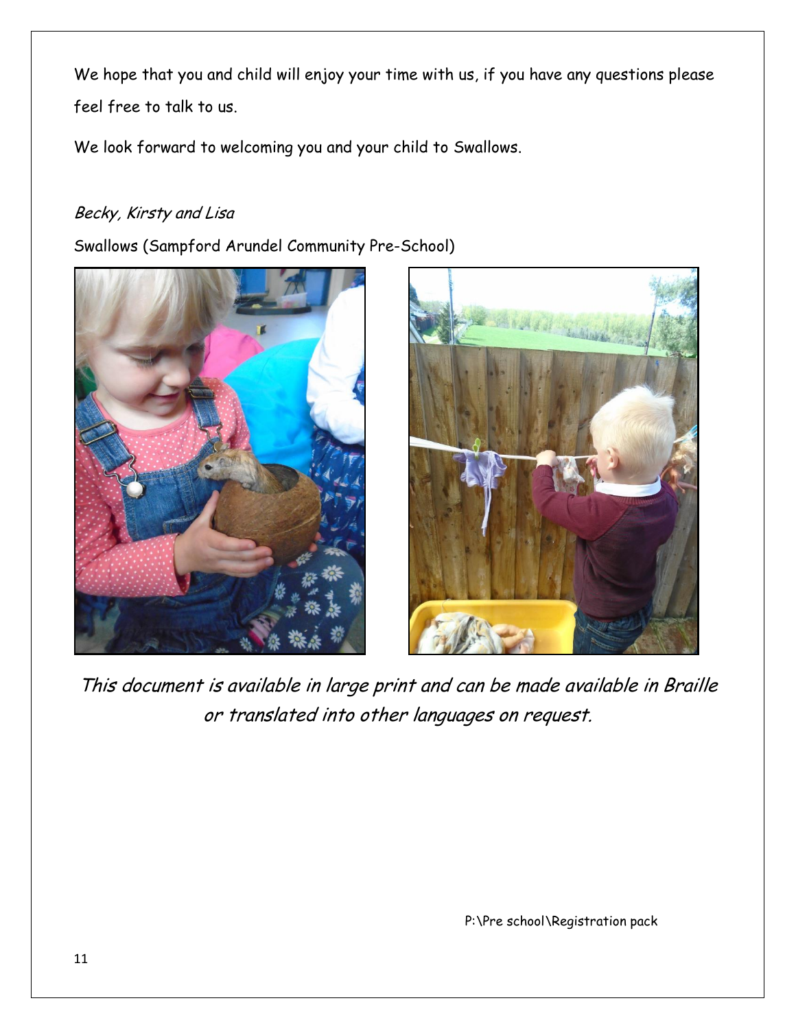We hope that you and child will enjoy your time with us, if you have any questions please feel free to talk to us.

We look forward to welcoming you and your child to Swallows.

*Becky, Kirsty and Lisa*

Swallows (Sampford Arundel Community Pre-School)

*This document is available in large print and can be made available in Braille or translated into other languages on request.*

P:\Pre school\Registration pack